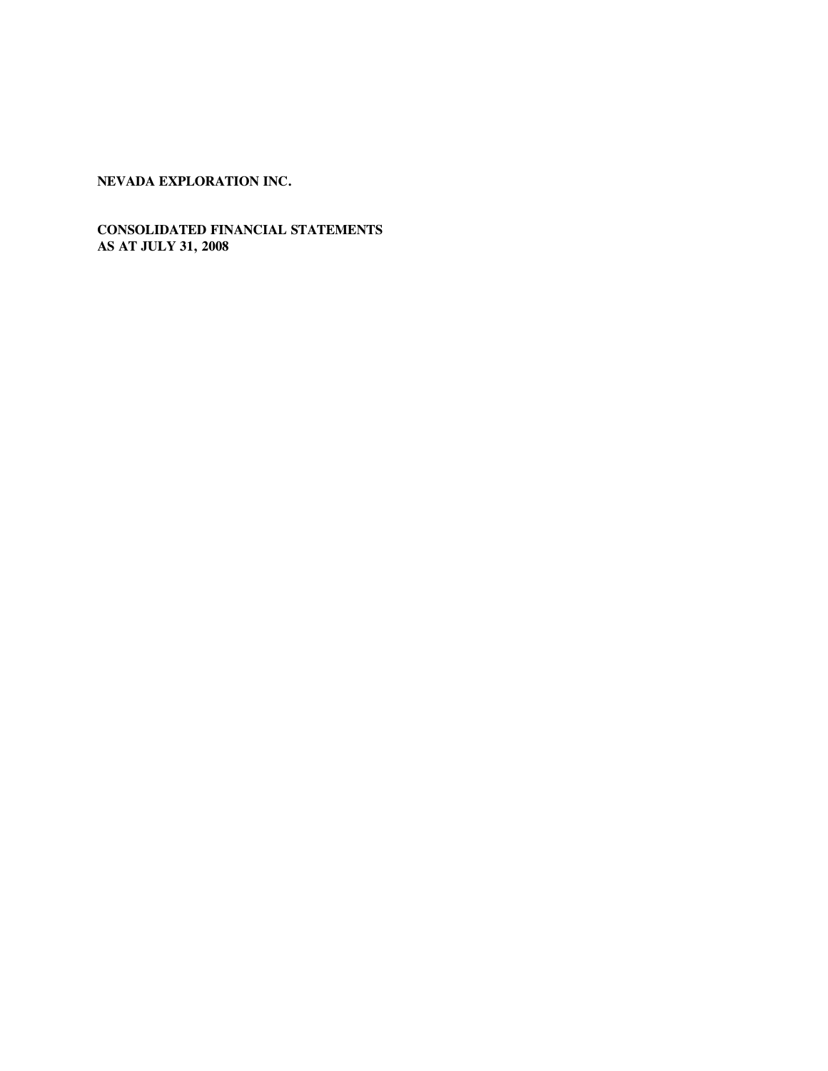**NEVADA EXPLORATION INC.**

**CONSOLIDATED FINANCIAL STATEMENTS**
**AS AT JULY 31, 2008**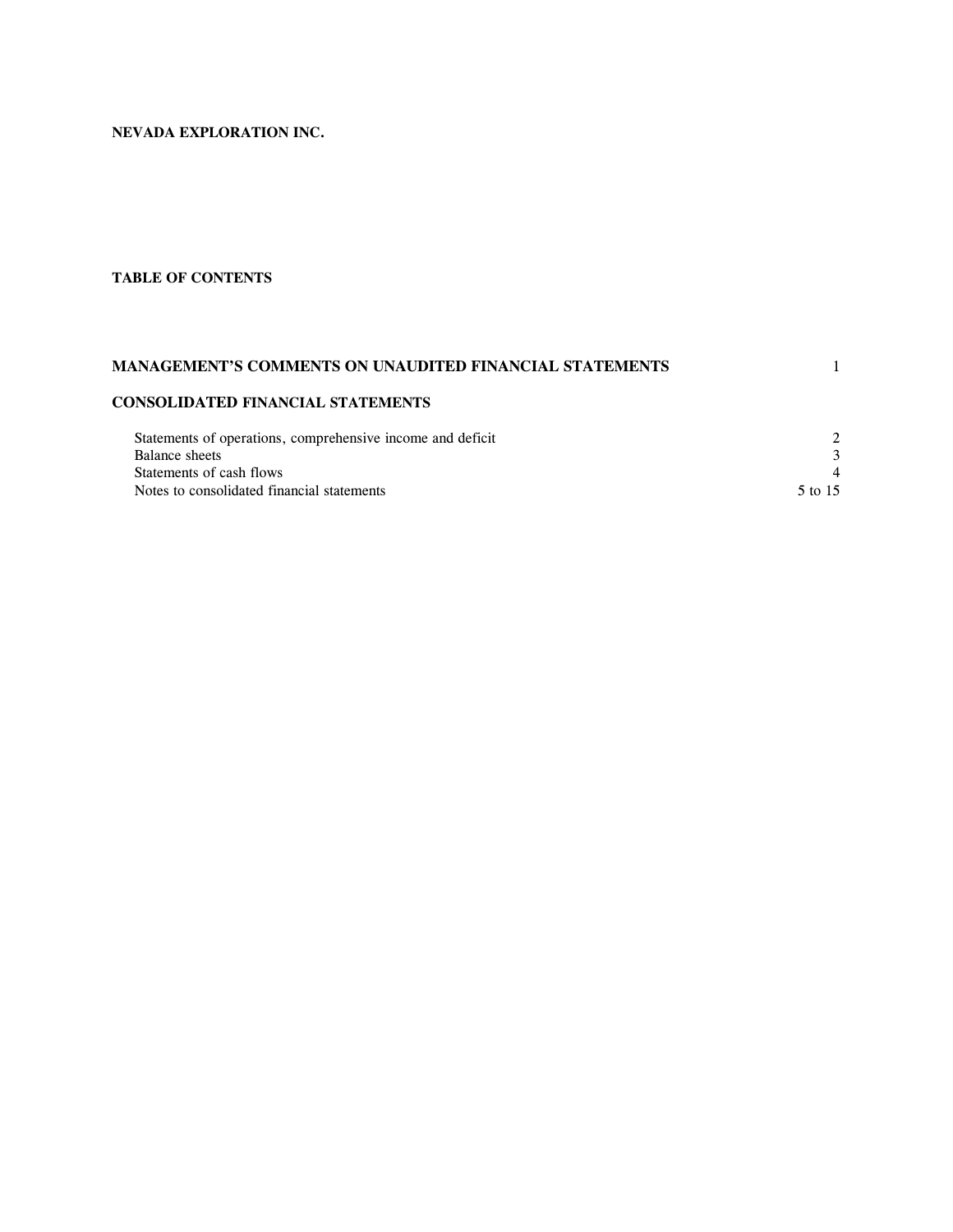**NEVADA EXPLORATION INC.**

**TABLE OF CONTENTS**

| | |
|---|---|
| **MANAGEMENT'S COMMENTS ON UNAUDITED FINANCIAL STATEMENTS** | 1 |
| **CONSOLIDATED FINANCIAL STATEMENTS** | |
| Statements of operations, comprehensive income and deficit | 2 |
| Balance sheets | 3 |
| Statements of cash flows | 4 |
| Notes to consolidated financial statements | 5 to 15 |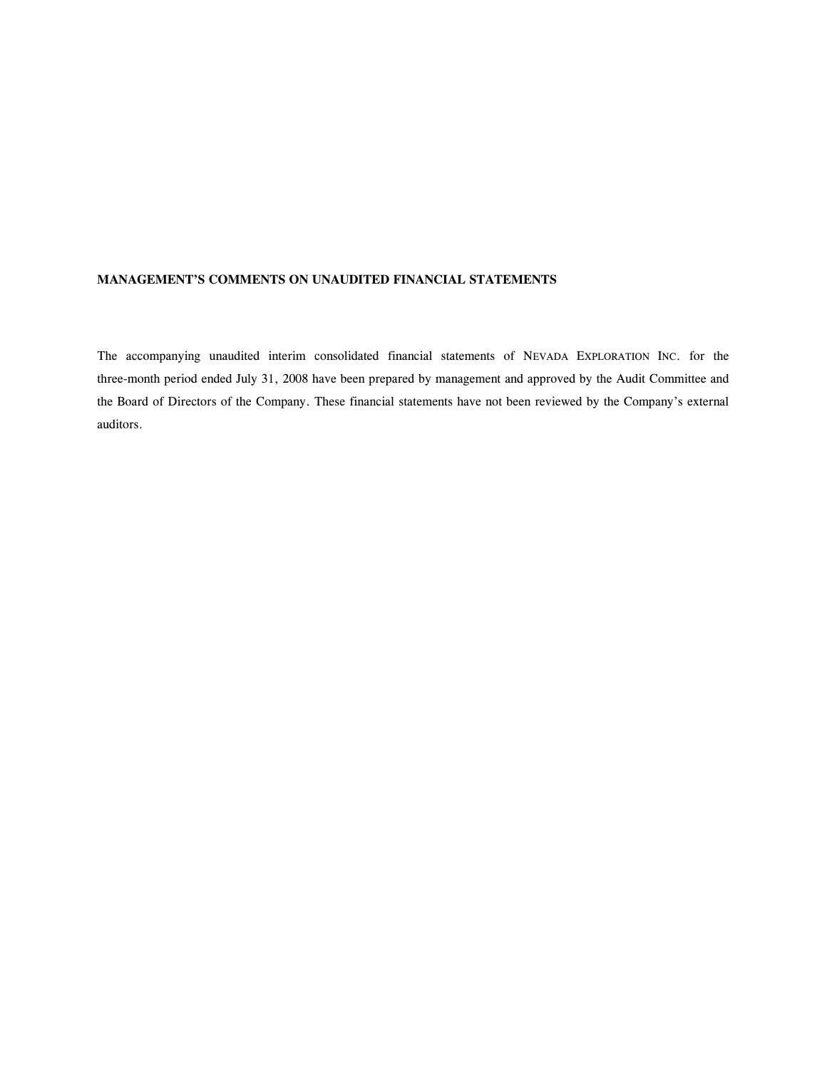**MANAGEMENT'S COMMENTS ON UNAUDITED FINANCIAL STATEMENTS**

The accompanying unaudited interim consolidated financial statements of NEVADA EXPLORATION INC. for the three-month period ended July 31, 2008 have been prepared by management and approved by the Audit Committee and the Board of Directors of the Company. These financial statements have not been reviewed by the Company's external auditors.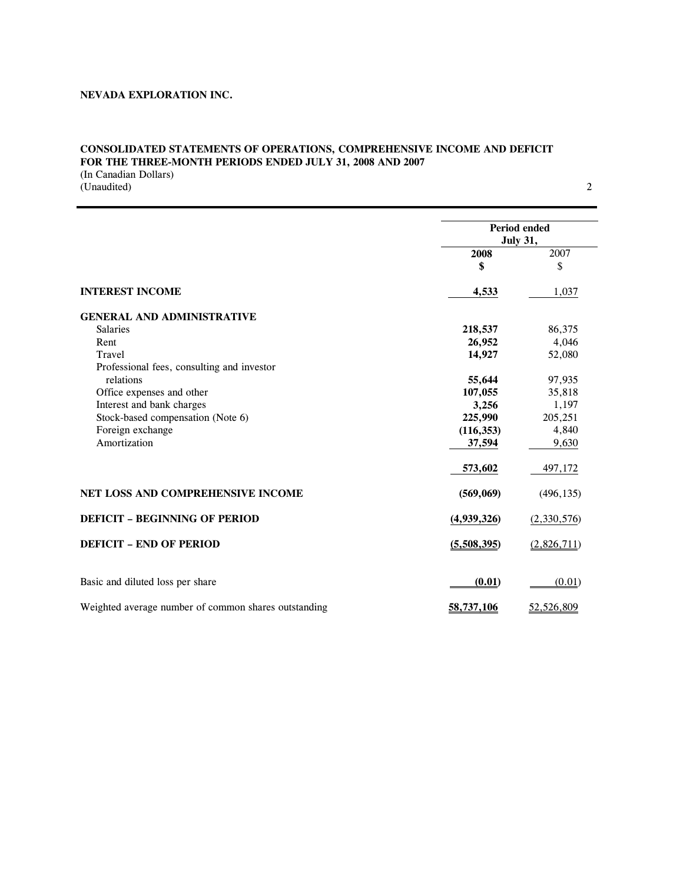**NEVADA EXPLORATION INC.**

**CONSOLIDATED STATEMENTS OF OPERATIONS, COMPREHENSIVE INCOME AND DEFICIT**
**FOR THE THREE-MONTH PERIODS ENDED JULY 31, 2008 AND 2007**
(In Canadian Dollars)
(Unaudited)

| | Period ended July 31, | |
|---|---|---|
| | **2008** | 2007 |
| | **$** | $ |
| **INTEREST INCOME** | **4,533** | 1,037 |
| **GENERAL AND ADMINISTRATIVE** | | |
| Salaries | **218,537** | 86,375 |
| Rent | **26,952** | 4,046 |
| Travel | **14,927** | 52,080 |
| Professional fees, consulting and investor relations | **55,644** | 97,935 |
| Office expenses and other | **107,055** | 35,818 |
| Interest and bank charges | **3,256** | 1,197 |
| Stock-based compensation (Note 6) | **225,990** | 205,251 |
| Foreign exchange | **(116,353)** | 4,840 |
| Amortization | **37,594** | 9,630 |
| | **573,602** | 497,172 |
| **NET LOSS AND COMPREHENSIVE INCOME** | **(569,069)** | (496,135) |
| **DEFICIT – BEGINNING OF PERIOD** | **(4,939,326)** | (2,330,576) |
| **DEFICIT – END OF PERIOD** | **(5,508,395)** | (2,826,711) |
| Basic and diluted loss per share | **(0.01)** | (0.01) |
| Weighted average number of common shares outstanding | **58,737,106** | 52,526,809 |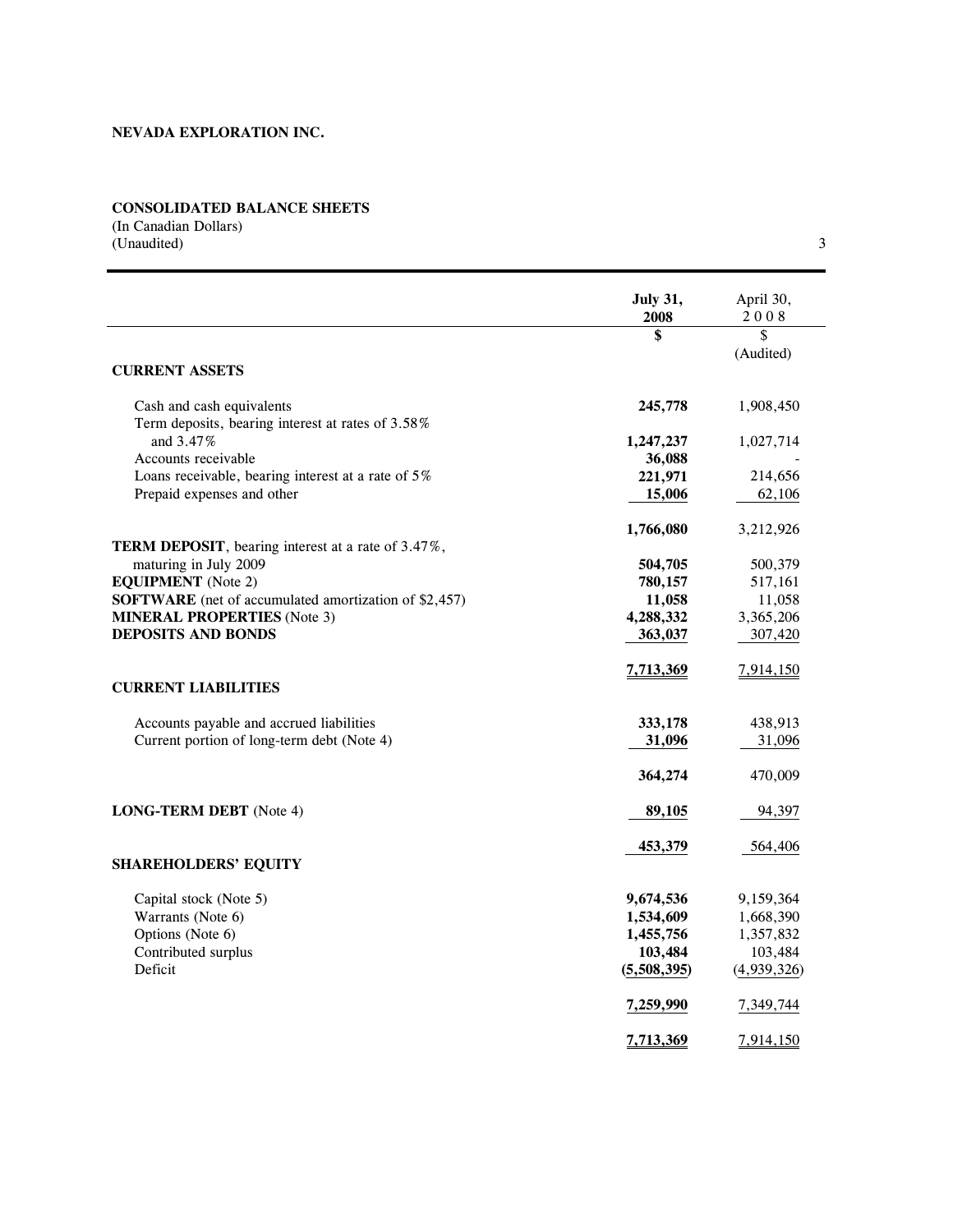**NEVADA EXPLORATION INC.**

**CONSOLIDATED BALANCE SHEETS**
(In Canadian Dollars)
(Unaudited)

| | **July 31, 2008** | April 30, 2008 |
|---|---|---|
| | **$** | $ (Audited) |
| **CURRENT ASSETS** | | |
| Cash and cash equivalents | **245,778** | 1,908,450 |
| Term deposits, bearing interest at rates of 3.58% and 3.47% | **1,247,237** | 1,027,714 |
| Accounts receivable | **36,088** | - |
| Loans receivable, bearing interest at a rate of 5% | **221,971** | 214,656 |
| Prepaid expenses and other | **15,006** | 62,106 |
| | **1,766,080** | 3,212,926 |
| **TERM DEPOSIT**, bearing interest at a rate of 3.47%, maturing in July 2009 | **504,705** | 500,379 |
| **EQUIPMENT** (Note 2) | **780,157** | 517,161 |
| **SOFTWARE** (net of accumulated amortization of $2,457) | **11,058** | 11,058 |
| **MINERAL PROPERTIES** (Note 3) | **4,288,332** | 3,365,206 |
| **DEPOSITS AND BONDS** | **363,037** | 307,420 |
| | **7,713,369** | 7,914,150 |
| **CURRENT LIABILITIES** | | |
| Accounts payable and accrued liabilities | **333,178** | 438,913 |
| Current portion of long-term debt (Note 4) | **31,096** | 31,096 |
| | **364,274** | 470,009 |
| **LONG-TERM DEBT** (Note 4) | **89,105** | 94,397 |
| | **453,379** | 564,406 |
| **SHAREHOLDERS' EQUITY** | | |
| Capital stock (Note 5) | **9,674,536** | 9,159,364 |
| Warrants (Note 6) | **1,534,609** | 1,668,390 |
| Options (Note 6) | **1,455,756** | 1,357,832 |
| Contributed surplus | **103,484** | 103,484 |
| Deficit | **(5,508,395)** | (4,939,326) |
| | **7,259,990** | 7,349,744 |
| | **7,713,369** | 7,914,150 |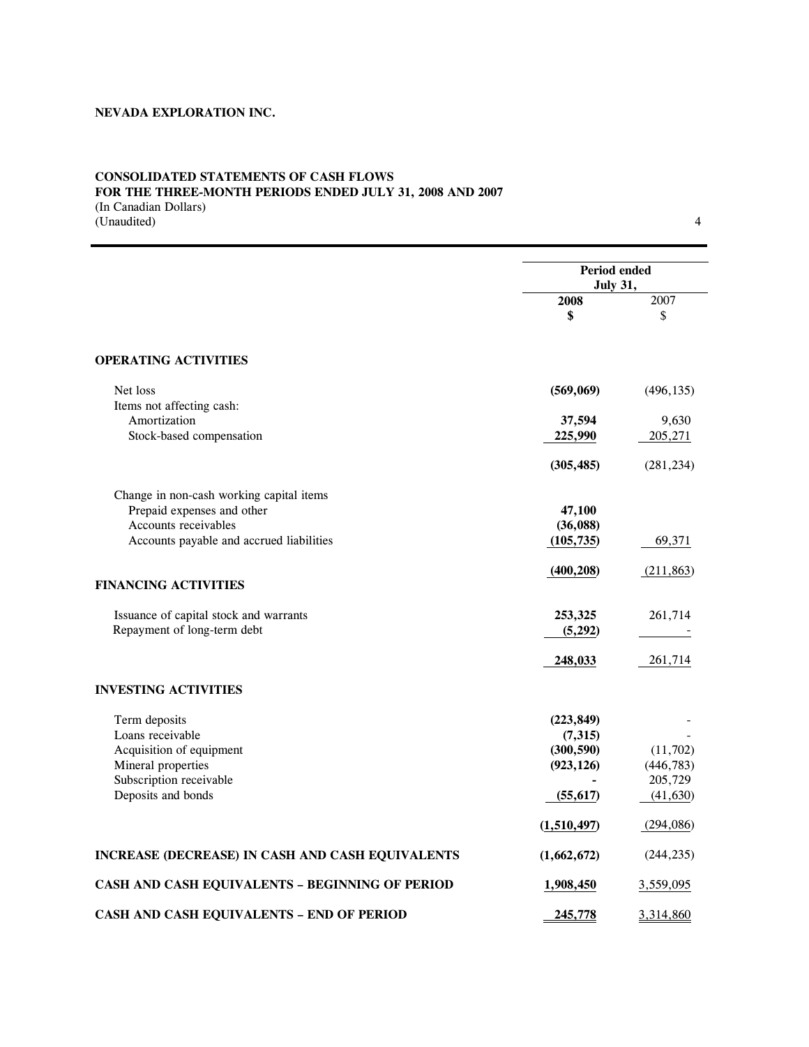**NEVADA EXPLORATION INC.**

**CONSOLIDATED STATEMENTS OF CASH FLOWS**
**FOR THE THREE-MONTH PERIODS ENDED JULY 31, 2008 AND 2007**
(In Canadian Dollars)
(Unaudited)

| | Period ended July 31, | |
|---|---|---|
| | **2008** | 2007 |
| | **$** | $ |
| **OPERATING ACTIVITIES** | | |
| Net loss | **(569,069)** | (496,135) |
| Items not affecting cash: | | |
| Amortization | **37,594** | 9,630 |
| Stock-based compensation | **225,990** | 205,271 |
| | **(305,485)** | (281,234) |
| Change in non-cash working capital items | | |
| Prepaid expenses and other | **47,100** | |
| Accounts receivables | **(36,088)** | |
| Accounts payable and accrued liabilities | **(105,735)** | 69,371 |
| | **(400,208)** | (211,863) |
| **FINANCING ACTIVITIES** | | |
| Issuance of capital stock and warrants | **253,325** | 261,714 |
| Repayment of long-term debt | **(5,292)** | - |
| | **248,033** | 261,714 |
| **INVESTING ACTIVITIES** | | |
| Term deposits | **(223,849)** | - |
| Loans receivable | **(7,315)** | - |
| Acquisition of equipment | **(300,590)** | (11,702) |
| Mineral properties | **(923,126)** | (446,783) |
| Subscription receivable | **-** | 205,729 |
| Deposits and bonds | **(55,617)** | (41,630) |
| | **(1,510,497)** | (294,086) |
| **INCREASE (DECREASE) IN CASH AND CASH EQUIVALENTS** | **(1,662,672)** | (244,235) |
| **CASH AND CASH EQUIVALENTS – BEGINNING OF PERIOD** | **1,908,450** | 3,559,095 |
| **CASH AND CASH EQUIVALENTS – END OF PERIOD** | **245,778** | 3,314,860 |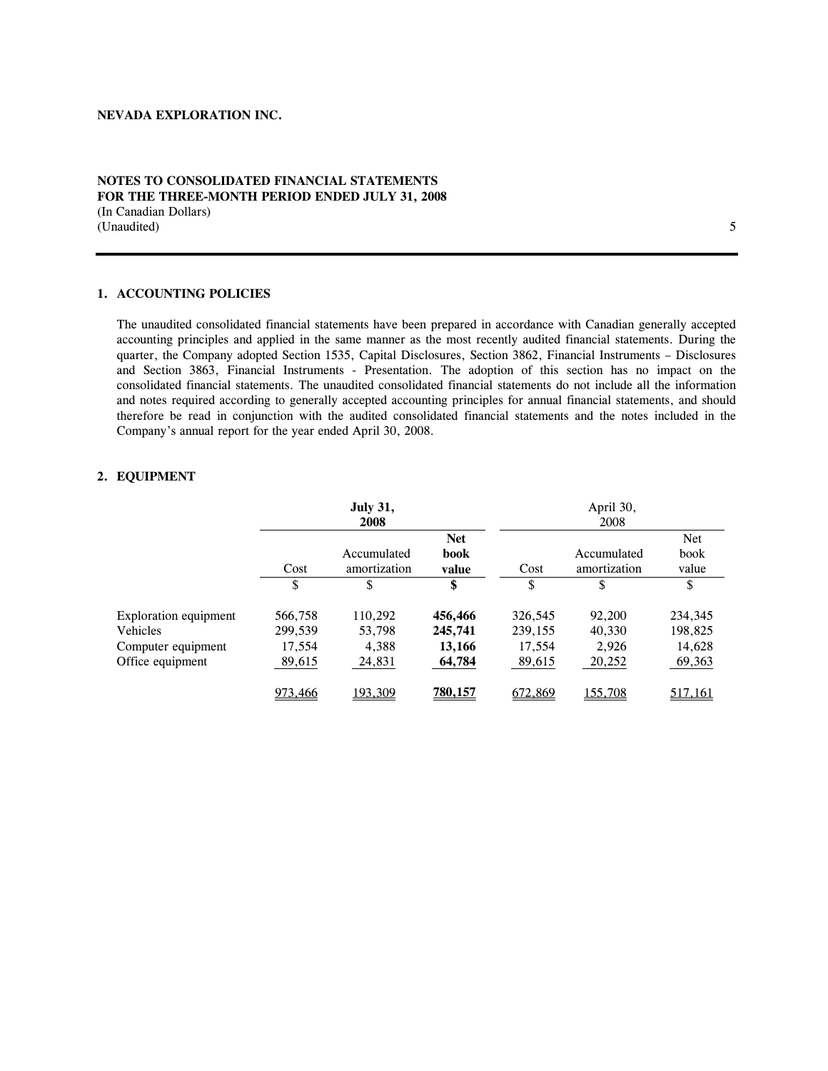**NEVADA EXPLORATION INC.**

**NOTES TO CONSOLIDATED FINANCIAL STATEMENTS**
**FOR THE THREE-MONTH PERIOD ENDED JULY 31, 2008**
(In Canadian Dollars)
(Unaudited)

## 1. ACCOUNTING POLICIES

The unaudited consolidated financial statements have been prepared in accordance with Canadian generally accepted accounting principles and applied in the same manner as the most recently audited financial statements. During the quarter, the Company adopted Section 1535, Capital Disclosures, Section 3862, Financial Instruments – Disclosures and Section 3863, Financial Instruments - Presentation. The adoption of this section has no impact on the consolidated financial statements. The unaudited consolidated financial statements do not include all the information and notes required according to generally accepted accounting principles for annual financial statements, and should therefore be read in conjunction with the audited consolidated financial statements and the notes included in the Company's annual report for the year ended April 30, 2008.

## 2. EQUIPMENT

| | **July 31, 2008** | | | April 30, 2008 | | |
|---|---|---|---|---|---|---|
| | Cost | Accumulated amortization | **Net book value** | Cost | Accumulated amortization | Net book value |
| | $ | $ | **$** | $ | $ | $ |
| Exploration equipment | 566,758 | 110,292 | **456,466** | 326,545 | 92,200 | 234,345 |
| Vehicles | 299,539 | 53,798 | **245,741** | 239,155 | 40,330 | 198,825 |
| Computer equipment | 17,554 | 4,388 | **13,166** | 17,554 | 2,926 | 14,628 |
| Office equipment | 89,615 | 24,831 | **64,784** | 89,615 | 20,252 | 69,363 |
| | 973,466 | 193,309 | **780,157** | 672,869 | 155,708 | 517,161 |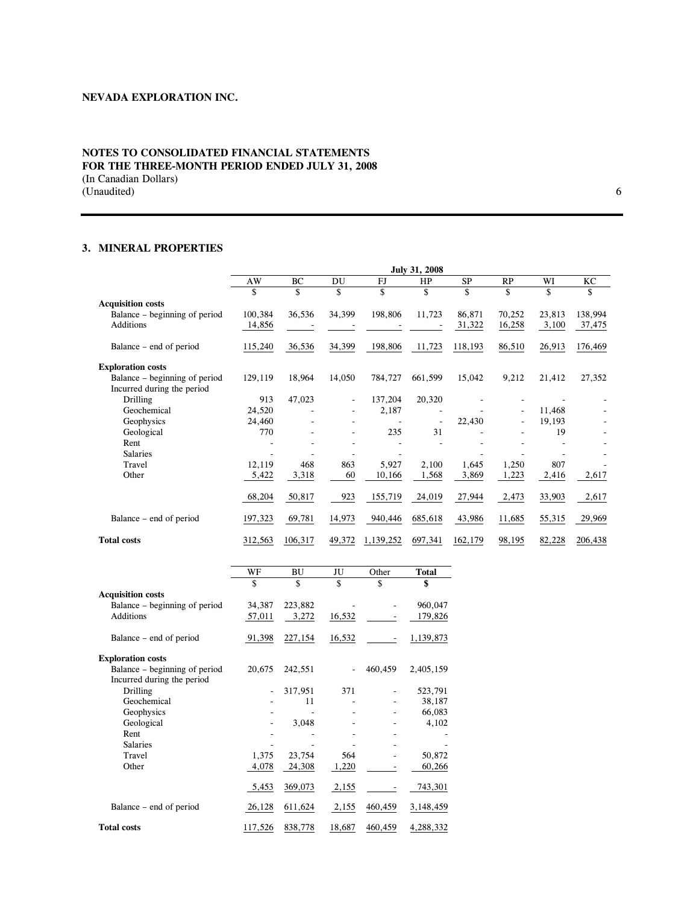**NEVADA EXPLORATION INC.**

**NOTES TO CONSOLIDATED FINANCIAL STATEMENTS**
**FOR THE THREE-MONTH PERIOD ENDED JULY 31, 2008**
(In Canadian Dollars)
(Unaudited)

### 3. MINERAL PROPERTIES

| | July 31, 2008 | | | | | | | | |
|---|---|---|---|---|---|---|---|---|---|
| | AW | BC | DU | FJ | HP | SP | RP | WI | KC |
| | $ | $ | $ | $ | $ | $ | $ | $ | $ |
| **Acquisition costs** | | | | | | | | | |
| Balance – beginning of period | 100,384 | 36,536 | 34,399 | 198,806 | 11,723 | 86,871 | 70,252 | 23,813 | 138,994 |
| Additions | 14,856 | - | - | - | - | 31,322 | 16,258 | 3,100 | 37,475 |
| Balance – end of period | 115,240 | 36,536 | 34,399 | 198,806 | 11,723 | 118,193 | 86,510 | 26,913 | 176,469 |
| **Exploration costs** | | | | | | | | | |
| Balance – beginning of period | 129,119 | 18,964 | 14,050 | 784,727 | 661,599 | 15,042 | 9,212 | 21,412 | 27,352 |
| Incurred during the period | | | | | | | | | |
| Drilling | 913 | 47,023 | - | 137,204 | 20,320 | - | - | - | - |
| Geochemical | 24,520 | - | - | 2,187 | - | - | - | 11,468 | - |
| Geophysics | 24,460 | - | - | - | - | 22,430 | - | 19,193 | - |
| Geological | 770 | - | - | 235 | 31 | - | - | 19 | - |
| Rent | - | - | - | - | - | - | - | - | - |
| Salaries | - | - | - | - | - | - | - | - | - |
| Travel | 12,119 | 468 | 863 | 5,927 | 2,100 | 1,645 | 1,250 | 807 | - |
| Other | 5,422 | 3,318 | 60 | 10,166 | 1,568 | 3,869 | 1,223 | 2,416 | 2,617 |
| | 68,204 | 50,817 | 923 | 155,719 | 24,019 | 27,944 | 2,473 | 33,903 | 2,617 |
| Balance – end of period | 197,323 | 69,781 | 14,973 | 940,446 | 685,618 | 43,986 | 11,685 | 55,315 | 29,969 |
| **Total costs** | 312,563 | 106,317 | 49,372 | 1,139,252 | 697,341 | 162,179 | 98,195 | 82,228 | 206,438 |

| | WF | BU | JU | Other | **Total** |
|---|---|---|---|---|---|
| | $ | $ | $ | $ | **$** |
| **Acquisition costs** | | | | | |
| Balance – beginning of period | 34,387 | 223,882 | - | - | 960,047 |
| Additions | 57,011 | 3,272 | 16,532 | - | 179,826 |
| Balance – end of period | 91,398 | 227,154 | 16,532 | - | 1,139,873 |
| **Exploration costs** | | | | | |
| Balance – beginning of period | 20,675 | 242,551 | - | 460,459 | 2,405,159 |
| Incurred during the period | | | | | |
| Drilling | - | 317,951 | 371 | - | 523,791 |
| Geochemical | - | 11 | - | - | 38,187 |
| Geophysics | - | - | - | - | 66,083 |
| Geological | - | 3,048 | - | - | 4,102 |
| Rent | - | - | - | - | - |
| Salaries | - | - | - | - | - |
| Travel | 1,375 | 23,754 | 564 | - | 50,872 |
| Other | 4,078 | 24,308 | 1,220 | - | 60,266 |
| | 5,453 | 369,073 | 2,155 | - | 743,301 |
| Balance – end of period | 26,128 | 611,624 | 2,155 | 460,459 | 3,148,459 |
| **Total costs** | 117,526 | 838,778 | 18,687 | 460,459 | 4,288,332 |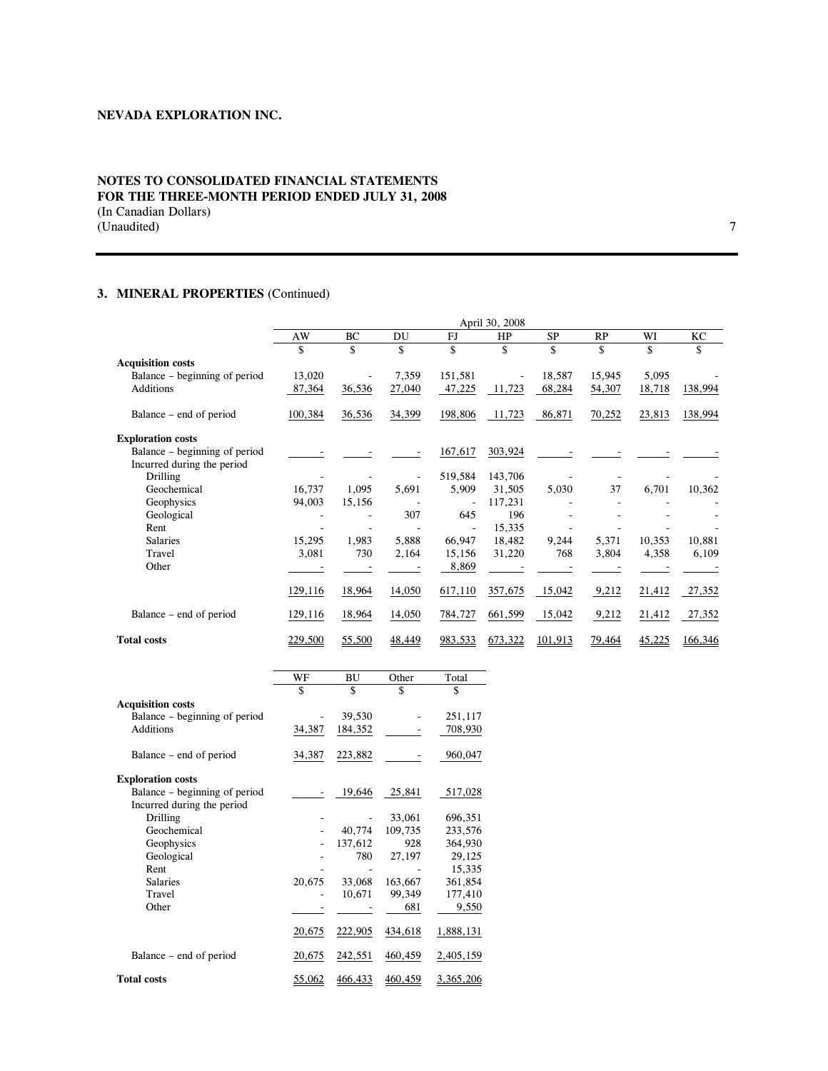**NEVADA EXPLORATION INC.**

**NOTES TO CONSOLIDATED FINANCIAL STATEMENTS**
**FOR THE THREE-MONTH PERIOD ENDED JULY 31, 2008**
(In Canadian Dollars)
(Unaudited)

### 3. MINERAL PROPERTIES (Continued)

| | April 30, 2008 | | | | | | | | |
|---|---|---|---|---|---|---|---|---|---|
| | AW | BC | DU | FJ | HP | SP | RP | WI | KC |
| | $ | $ | $ | $ | $ | $ | $ | $ | $ |
| **Acquisition costs** | | | | | | | | | |
| Balance – beginning of period | 13,020 | - | 7,359 | 151,581 | - | 18,587 | 15,945 | 5,095 | - |
| Additions | 87,364 | 36,536 | 27,040 | 47,225 | 11,723 | 68,284 | 54,307 | 18,718 | 138,994 |
| Balance – end of period | 100,384 | 36,536 | 34,399 | 198,806 | 11,723 | 86,871 | 70,252 | 23,813 | 138,994 |
| **Exploration costs** | | | | | | | | | |
| Balance – beginning of period | - | - | - | 167,617 | 303,924 | - | - | - | - |
| Incurred during the period | | | | | | | | | |
| Drilling | - | - | - | 519,584 | 143,706 | - | - | - | - |
| Geochemical | 16,737 | 1,095 | 5,691 | 5,909 | 31,505 | 5,030 | 37 | 6,701 | 10,362 |
| Geophysics | 94,003 | 15,156 | - | - | 117,231 | - | - | - | - |
| Geological | - | - | 307 | 645 | 196 | - | - | - | - |
| Rent | - | - | - | - | 15,335 | - | - | - | - |
| Salaries | 15,295 | 1,983 | 5,888 | 66,947 | 18,482 | 9,244 | 5,371 | 10,353 | 10,881 |
| Travel | 3,081 | 730 | 2,164 | 15,156 | 31,220 | 768 | 3,804 | 4,358 | 6,109 |
| Other | - | - | - | 8,869 | - | - | - | - | - |
| | 129,116 | 18,964 | 14,050 | 617,110 | 357,675 | 15,042 | 9,212 | 21,412 | 27,352 |
| Balance – end of period | 129,116 | 18,964 | 14,050 | 784,727 | 661,599 | 15,042 | 9,212 | 21,412 | 27,352 |
| **Total costs** | 229,500 | 55,500 | 48,449 | 983,533 | 673,322 | 101,913 | 79,464 | 45,225 | 166,346 |

| | WF | BU | Other | Total |
|---|---|---|---|---|
| | $ | $ | $ | $ |
| **Acquisition costs** | | | | |
| Balance – beginning of period | - | 39,530 | - | 251,117 |
| Additions | 34,387 | 184,352 | - | 708,930 |
| Balance – end of period | 34,387 | 223,882 | - | 960,047 |
| **Exploration costs** | | | | |
| Balance – beginning of period | - | 19,646 | 25,841 | 517,028 |
| Incurred during the period | | | | |
| Drilling | - | - | 33,061 | 696,351 |
| Geochemical | - | 40,774 | 109,735 | 233,576 |
| Geophysics | - | 137,612 | 928 | 364,930 |
| Geological | - | 780 | 27,197 | 29,125 |
| Rent | - | - | - | 15,335 |
| Salaries | 20,675 | 33,068 | 163,667 | 361,854 |
| Travel | - | 10,671 | 99,349 | 177,410 |
| Other | - | - | 681 | 9,550 |
| | 20,675 | 222,905 | 434,618 | 1,888,131 |
| Balance – end of period | 20,675 | 242,551 | 460,459 | 2,405,159 |
| **Total costs** | 55,062 | 466,433 | 460,459 | 3,365,206 |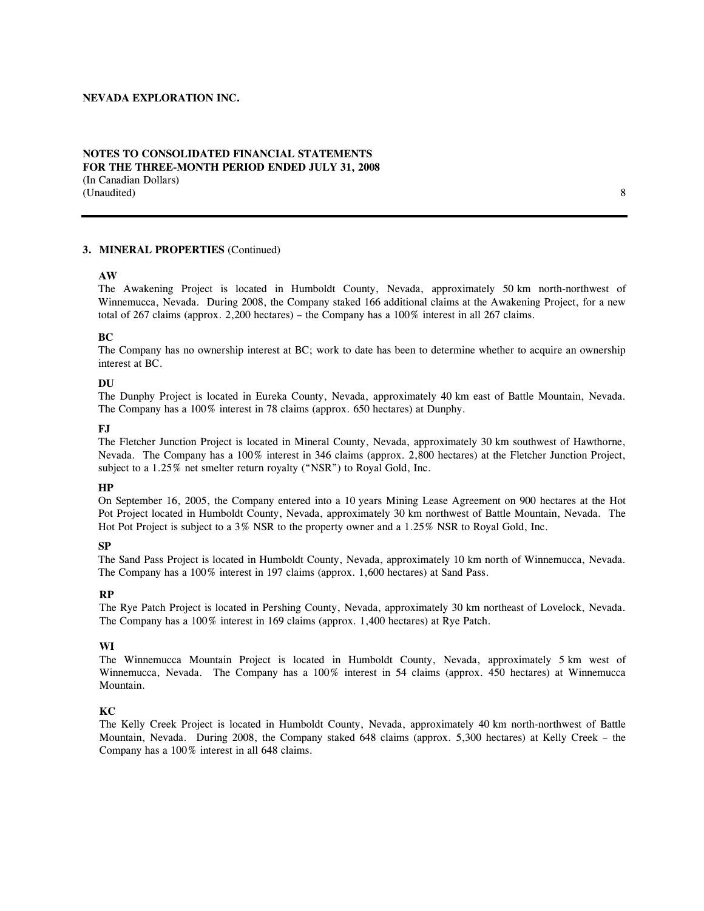### 3. MINERAL PROPERTIES (Continued)

**AW**

The Awakening Project is located in Humboldt County, Nevada, approximately 50 km north-northwest of Winnemucca, Nevada. During 2008, the Company staked 166 additional claims at the Awakening Project, for a new total of 267 claims (approx. 2,200 hectares) – the Company has a 100% interest in all 267 claims.

**BC**

The Company has no ownership interest at BC; work to date has been to determine whether to acquire an ownership interest at BC.

**DU**

The Dunphy Project is located in Eureka County, Nevada, approximately 40 km east of Battle Mountain, Nevada. The Company has a 100% interest in 78 claims (approx. 650 hectares) at Dunphy.

**FJ**

The Fletcher Junction Project is located in Mineral County, Nevada, approximately 30 km southwest of Hawthorne, Nevada. The Company has a 100% interest in 346 claims (approx. 2,800 hectares) at the Fletcher Junction Project, subject to a 1.25% net smelter return royalty ("NSR") to Royal Gold, Inc.

**HP**

On September 16, 2005, the Company entered into a 10 years Mining Lease Agreement on 900 hectares at the Hot Pot Project located in Humboldt County, Nevada, approximately 30 km northwest of Battle Mountain, Nevada. The Hot Pot Project is subject to a 3% NSR to the property owner and a 1.25% NSR to Royal Gold, Inc.

**SP**

The Sand Pass Project is located in Humboldt County, Nevada, approximately 10 km north of Winnemucca, Nevada. The Company has a 100% interest in 197 claims (approx. 1,600 hectares) at Sand Pass.

**RP**

The Rye Patch Project is located in Pershing County, Nevada, approximately 30 km northeast of Lovelock, Nevada. The Company has a 100% interest in 169 claims (approx. 1,400 hectares) at Rye Patch.

**WI**

The Winnemucca Mountain Project is located in Humboldt County, Nevada, approximately 5 km west of Winnemucca, Nevada. The Company has a 100% interest in 54 claims (approx. 450 hectares) at Winnemucca Mountain.

**KC**

The Kelly Creek Project is located in Humboldt County, Nevada, approximately 40 km north-northwest of Battle Mountain, Nevada. During 2008, the Company staked 648 claims (approx. 5,300 hectares) at Kelly Creek – the Company has a 100% interest in all 648 claims.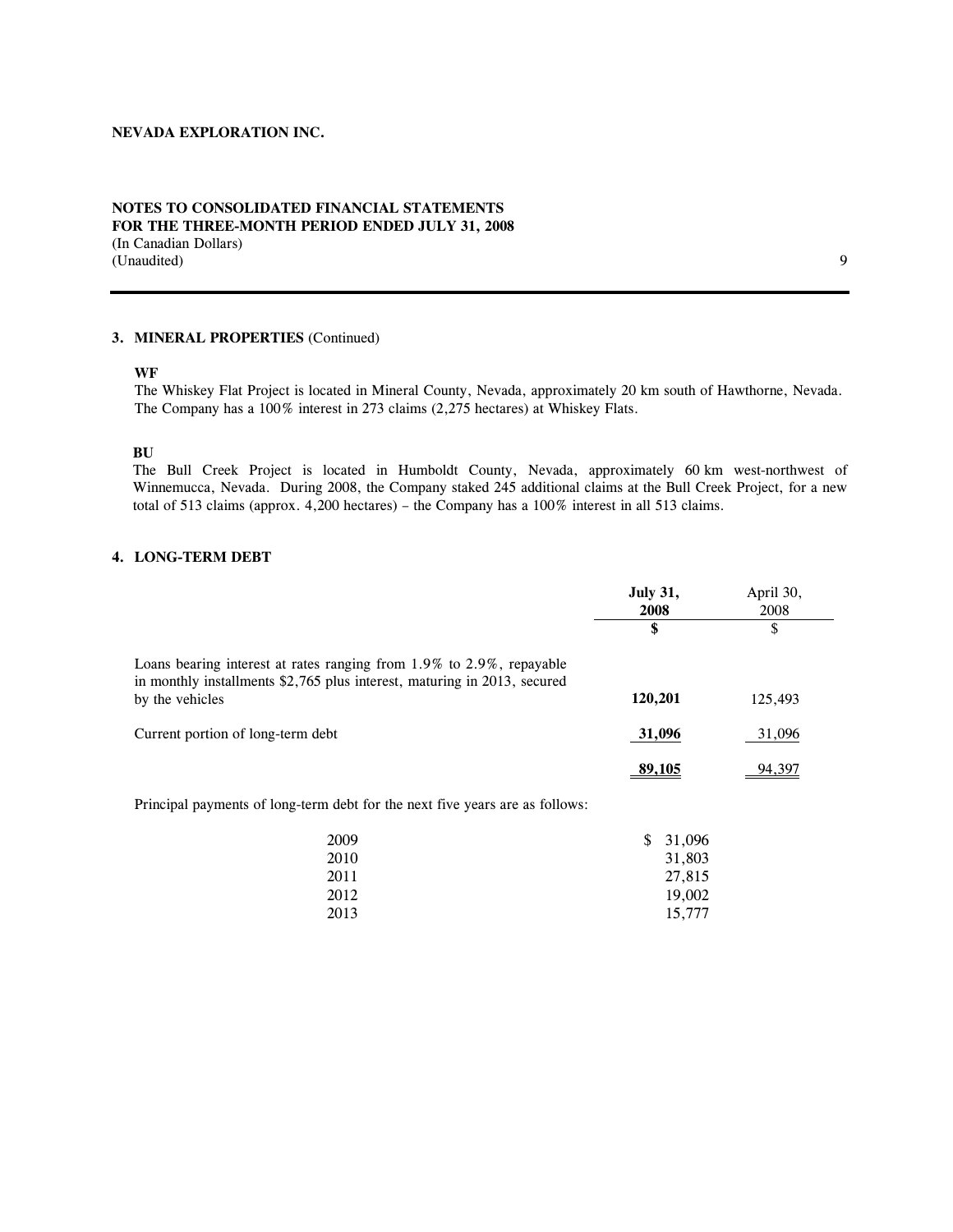**NEVADA EXPLORATION INC.**

**NOTES TO CONSOLIDATED FINANCIAL STATEMENTS**
**FOR THE THREE-MONTH PERIOD ENDED JULY 31, 2008**
(In Canadian Dollars)
(Unaudited)

### 3. MINERAL PROPERTIES (Continued)

**WF**
The Whiskey Flat Project is located in Mineral County, Nevada, approximately 20 km south of Hawthorne, Nevada. The Company has a 100% interest in 273 claims (2,275 hectares) at Whiskey Flats.

**BU**
The Bull Creek Project is located in Humboldt County, Nevada, approximately 60 km west-northwest of Winnemucca, Nevada. During 2008, the Company staked 245 additional claims at the Bull Creek Project, for a new total of 513 claims (approx. 4,200 hectares) – the Company has a 100% interest in all 513 claims.

### 4. LONG-TERM DEBT

| | **July 31, 2008** | April 30, 2008 |
|---|---|---|
| | **$** | $ |
| Loans bearing interest at rates ranging from 1.9% to 2.9%, repayable in monthly installments $2,765 plus interest, maturing in 2013, secured by the vehicles | **120,201** | 125,493 |
| Current portion of long-term debt | **31,096** | 31,096 |
| | **89,105** | 94,397 |

Principal payments of long-term debt for the next five years are as follows:

| | |
|---|---|
| 2009 | $ 31,096 |
| 2010 | 31,803 |
| 2011 | 27,815 |
| 2012 | 19,002 |
| 2013 | 15,777 |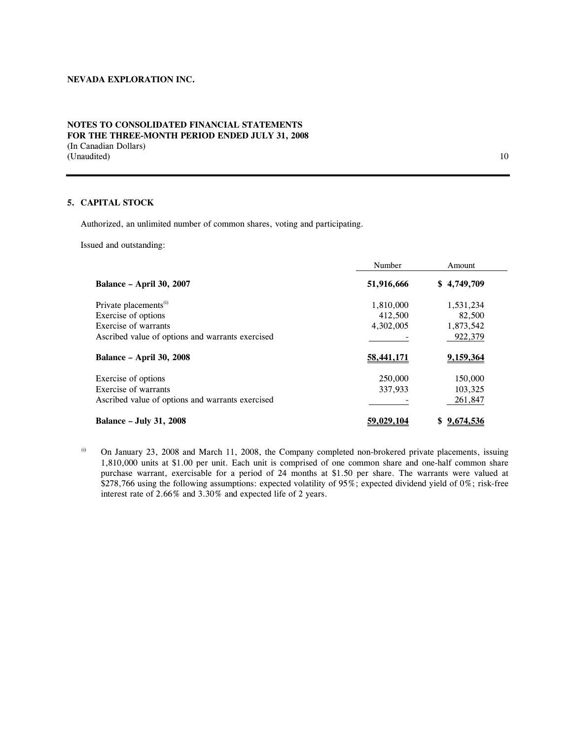NEVADA EXPLORATION INC.

NOTES TO CONSOLIDATED FINANCIAL STATEMENTS
FOR THE THREE-MONTH PERIOD ENDED JULY 31, 2008
(In Canadian Dollars)
(Unaudited)

## 5. CAPITAL STOCK

Authorized, an unlimited number of common shares, voting and participating.

Issued and outstanding:

| | Number | Amount |
|---|---|---|
| **Balance – April 30, 2007** | **51,916,666** | **$ 4,749,709** |
| Private placements[(i)] | 1,810,000 | 1,531,234 |
| Exercise of options | 412,500 | 82,500 |
| Exercise of warrants | 4,302,005 | 1,873,542 |
| Ascribed value of options and warrants exercised | - | 922,379 |
| **Balance – April 30, 2008** | **58,441,171** | **9,159,364** |
| Exercise of options | 250,000 | 150,000 |
| Exercise of warrants | 337,933 | 103,325 |
| Ascribed value of options and warrants exercised | - | 261,847 |
| **Balance – July 31, 2008** | **59,029,104** | **$ 9,674,536** |

(i) On January 23, 2008 and March 11, 2008, the Company completed non-brokered private placements, issuing 1,810,000 units at $1.00 per unit. Each unit is comprised of one common share and one-half common share purchase warrant, exercisable for a period of 24 months at $1.50 per share. The warrants were valued at $278,766 using the following assumptions: expected volatility of 95%; expected dividend yield of 0%; risk-free interest rate of 2.66% and 3.30% and expected life of 2 years.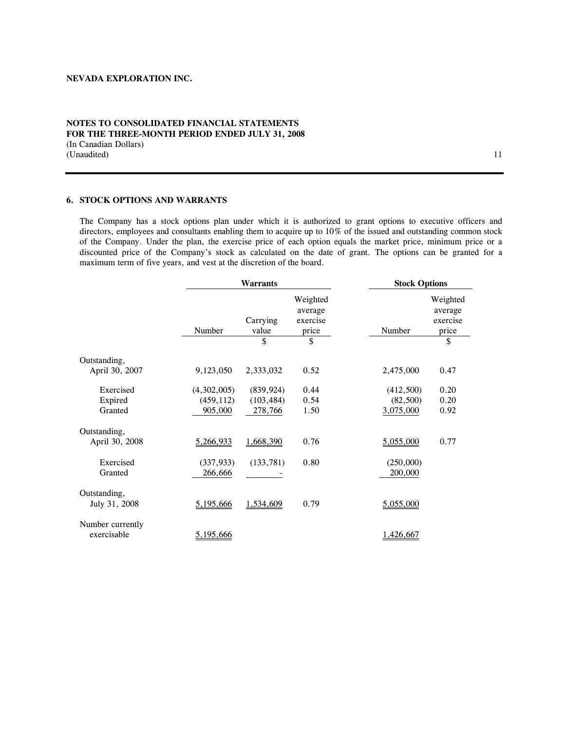**NEVADA EXPLORATION INC.**

**NOTES TO CONSOLIDATED FINANCIAL STATEMENTS**
**FOR THE THREE-MONTH PERIOD ENDED JULY 31, 2008**
(In Canadian Dollars)
(Unaudited)

## 6. STOCK OPTIONS AND WARRANTS

The Company has a stock options plan under which it is authorized to grant options to executive officers and directors, employees and consultants enabling them to acquire up to 10% of the issued and outstanding common stock of the Company. Under the plan, the exercise price of each option equals the market price, minimum price or a discounted price of the Company's stock as calculated on the date of grant. The options can be granted for a maximum term of five years, and vest at the discretion of the board.

| | Warrants | | | Stock Options | |
|---|---|---|---|---|---|
| | Number | Carrying value | Weighted average exercise price | Number | Weighted average exercise price |
| | | $ | $ | | $ |
| Outstanding, April 30, 2007 | 9,123,050 | 2,333,032 | 0.52 | 2,475,000 | 0.47 |
| Exercised | (4,302,005) | (839,924) | 0.44 | (412,500) | 0.20 |
| Expired | (459,112) | (103,484) | 0.54 | (82,500) | 0.20 |
| Granted | 905,000 | 278,766 | 1.50 | 3,075,000 | 0.92 |
| Outstanding, April 30, 2008 | 5,266,933 | 1,668,390 | 0.76 | 5,055,000 | 0.77 |
| Exercised | (337,933) | (133,781) | 0.80 | (250,000) | |
| Granted | 266,666 | - | | 200,000 | |
| Outstanding, July 31, 2008 | 5,195,666 | 1,534,609 | 0.79 | 5,055,000 | |
| Number currently exercisable | 5,195,666 | | | 1,426,667 | |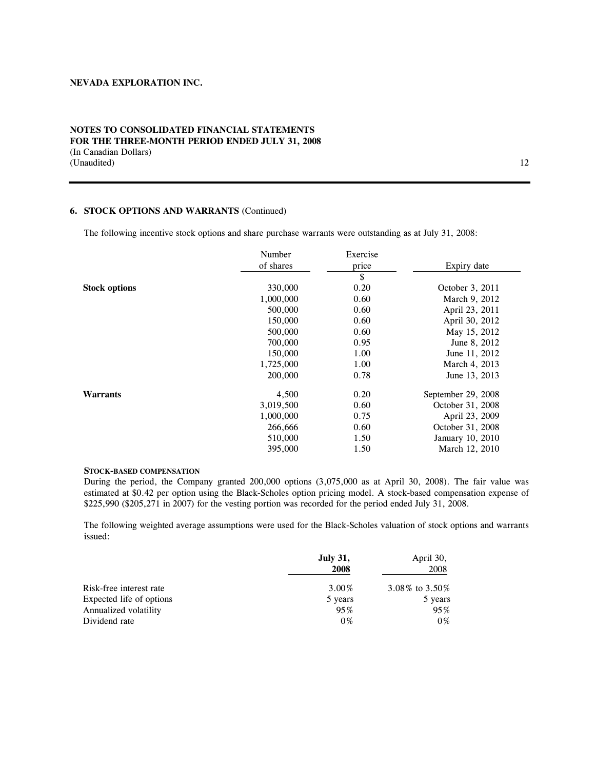## 6. STOCK OPTIONS AND WARRANTS (Continued)

The following incentive stock options and share purchase warrants were outstanding as at July 31, 2008:

| | Number of shares | Exercise price | Expiry date |
|---|---|---|---|
| | | $ | |
| **Stock options** | 330,000 | 0.20 | October 3, 2011 |
| | 1,000,000 | 0.60 | March 9, 2012 |
| | 500,000 | 0.60 | April 23, 2011 |
| | 150,000 | 0.60 | April 30, 2012 |
| | 500,000 | 0.60 | May 15, 2012 |
| | 700,000 | 0.95 | June 8, 2012 |
| | 150,000 | 1.00 | June 11, 2012 |
| | 1,725,000 | 1.00 | March 4, 2013 |
| | 200,000 | 0.78 | June 13, 2013 |
| **Warrants** | 4,500 | 0.20 | September 29, 2008 |
| | 3,019,500 | 0.60 | October 31, 2008 |
| | 1,000,000 | 0.75 | April 23, 2009 |
| | 266,666 | 0.60 | October 31, 2008 |
| | 510,000 | 1.50 | January 10, 2010 |
| | 395,000 | 1.50 | March 12, 2010 |

**STOCK-BASED COMPENSATION**

During the period, the Company granted 200,000 options (3,075,000 as at April 30, 2008). The fair value was estimated at $0.42 per option using the Black-Scholes option pricing model. A stock-based compensation expense of $225,990 ($205,271 in 2007) for the vesting portion was recorded for the period ended July 31, 2008.

The following weighted average assumptions were used for the Black-Scholes valuation of stock options and warrants issued:

| | **July 31, 2008** | April 30, 2008 |
|---|---|---|
| Risk-free interest rate | 3.00% | 3.08% to 3.50% |
| Expected life of options | 5 years | 5 years |
| Annualized volatility | 95% | 95% |
| Dividend rate | 0% | 0% |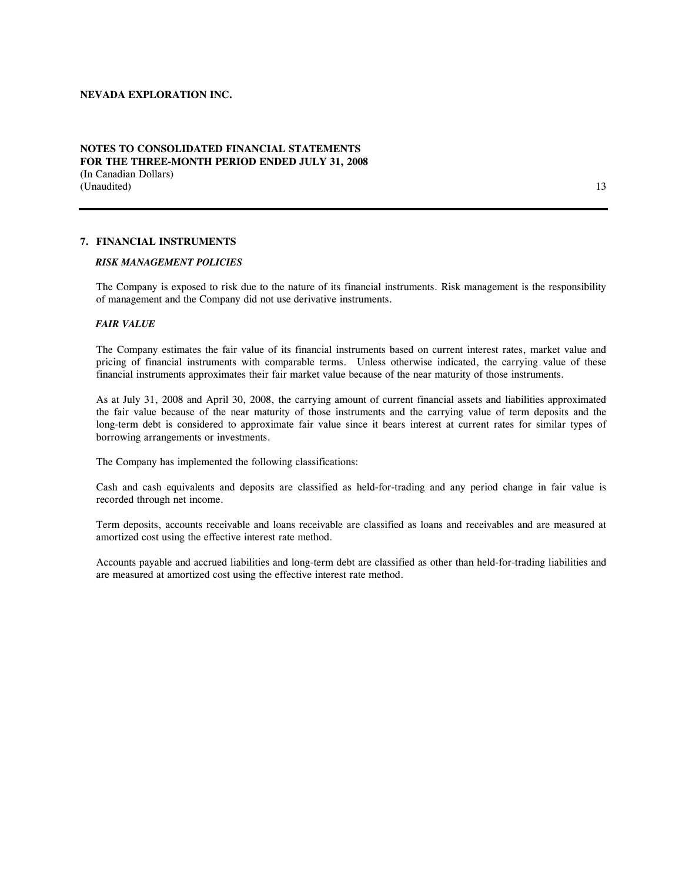## 7. FINANCIAL INSTRUMENTS

### *RISK MANAGEMENT POLICIES*

The Company is exposed to risk due to the nature of its financial instruments. Risk management is the responsibility of management and the Company did not use derivative instruments.

### *FAIR VALUE*

The Company estimates the fair value of its financial instruments based on current interest rates, market value and pricing of financial instruments with comparable terms. Unless otherwise indicated, the carrying value of these financial instruments approximates their fair market value because of the near maturity of those instruments.

As at July 31, 2008 and April 30, 2008, the carrying amount of current financial assets and liabilities approximated the fair value because of the near maturity of those instruments and the carrying value of term deposits and the long-term debt is considered to approximate fair value since it bears interest at current rates for similar types of borrowing arrangements or investments.

The Company has implemented the following classifications:

Cash and cash equivalents and deposits are classified as held-for-trading and any period change in fair value is recorded through net income.

Term deposits, accounts receivable and loans receivable are classified as loans and receivables and are measured at amortized cost using the effective interest rate method.

Accounts payable and accrued liabilities and long-term debt are classified as other than held-for-trading liabilities and are measured at amortized cost using the effective interest rate method.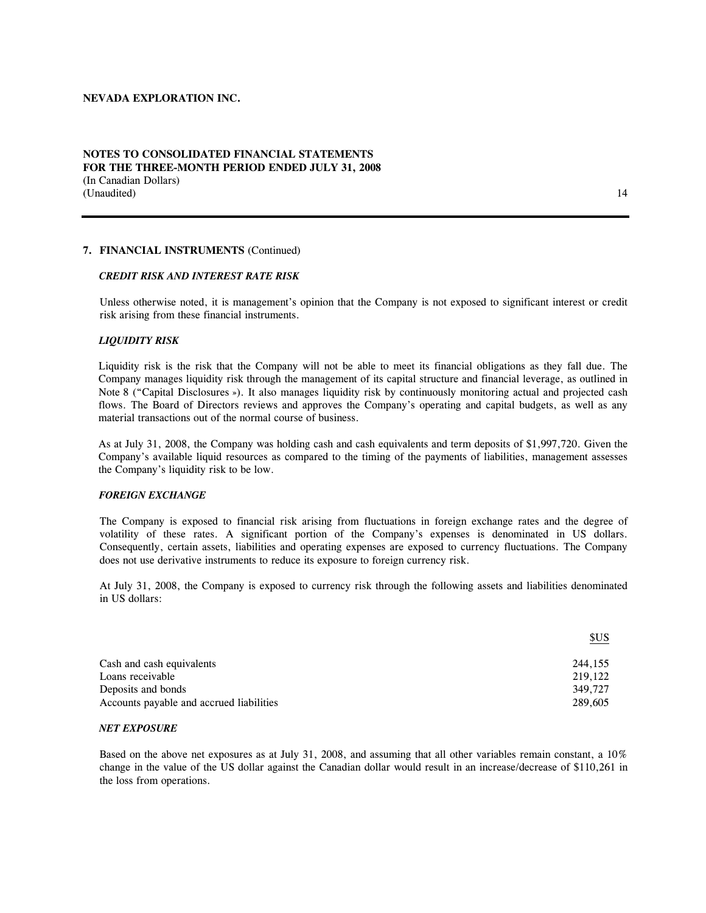**NEVADA EXPLORATION INC.**

**NOTES TO CONSOLIDATED FINANCIAL STATEMENTS**
**FOR THE THREE-MONTH PERIOD ENDED JULY 31, 2008**
(In Canadian Dollars)
(Unaudited)

### 7. FINANCIAL INSTRUMENTS (Continued)

***CREDIT RISK AND INTEREST RATE RISK***

Unless otherwise noted, it is management's opinion that the Company is not exposed to significant interest or credit risk arising from these financial instruments.

***LIQUIDITY RISK***

Liquidity risk is the risk that the Company will not be able to meet its financial obligations as they fall due. The Company manages liquidity risk through the management of its capital structure and financial leverage, as outlined in Note 8 ("Capital Disclosures »). It also manages liquidity risk by continuously monitoring actual and projected cash flows. The Board of Directors reviews and approves the Company's operating and capital budgets, as well as any material transactions out of the normal course of business.

As at July 31, 2008, the Company was holding cash and cash equivalents and term deposits of $1,997,720. Given the Company's available liquid resources as compared to the timing of the payments of liabilities, management assesses the Company's liquidity risk to be low.

***FOREIGN EXCHANGE***

The Company is exposed to financial risk arising from fluctuations in foreign exchange rates and the degree of volatility of these rates. A significant portion of the Company's expenses is denominated in US dollars. Consequently, certain assets, liabilities and operating expenses are exposed to currency fluctuations. The Company does not use derivative instruments to reduce its exposure to foreign currency risk.

At July 31, 2008, the Company is exposed to currency risk through the following assets and liabilities denominated in US dollars:

| | $US |
|---|---|
| Cash and cash equivalents | 244,155 |
| Loans receivable | 219,122 |
| Deposits and bonds | 349,727 |
| Accounts payable and accrued liabilities | 289,605 |

***NET EXPOSURE***

Based on the above net exposures as at July 31, 2008, and assuming that all other variables remain constant, a 10% change in the value of the US dollar against the Canadian dollar would result in an increase/decrease of $110,261 in the loss from operations.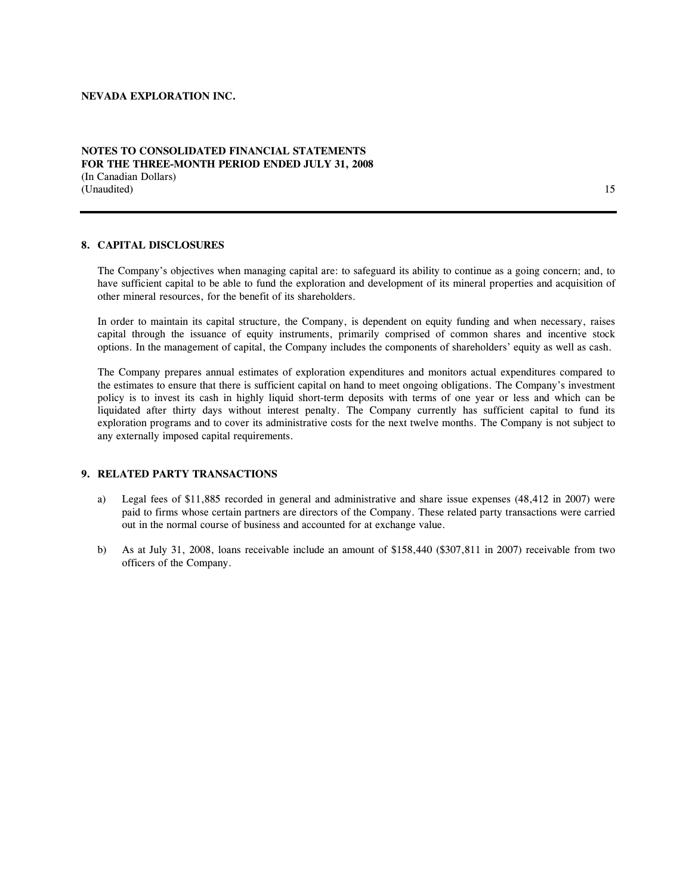NEVADA EXPLORATION INC.

NOTES TO CONSOLIDATED FINANCIAL STATEMENTS
FOR THE THREE-MONTH PERIOD ENDED JULY 31, 2008
(In Canadian Dollars)
(Unaudited)

## 8. CAPITAL DISCLOSURES

The Company's objectives when managing capital are: to safeguard its ability to continue as a going concern; and, to have sufficient capital to be able to fund the exploration and development of its mineral properties and acquisition of other mineral resources, for the benefit of its shareholders.

In order to maintain its capital structure, the Company, is dependent on equity funding and when necessary, raises capital through the issuance of equity instruments, primarily comprised of common shares and incentive stock options. In the management of capital, the Company includes the components of shareholders' equity as well as cash.

The Company prepares annual estimates of exploration expenditures and monitors actual expenditures compared to the estimates to ensure that there is sufficient capital on hand to meet ongoing obligations. The Company's investment policy is to invest its cash in highly liquid short-term deposits with terms of one year or less and which can be liquidated after thirty days without interest penalty. The Company currently has sufficient capital to fund its exploration programs and to cover its administrative costs for the next twelve months. The Company is not subject to any externally imposed capital requirements.

## 9. RELATED PARTY TRANSACTIONS

a) Legal fees of $11,885 recorded in general and administrative and share issue expenses (48,412 in 2007) were paid to firms whose certain partners are directors of the Company. These related party transactions were carried out in the normal course of business and accounted for at exchange value.

b) As at July 31, 2008, loans receivable include an amount of $158,440 ($307,811 in 2007) receivable from two officers of the Company.